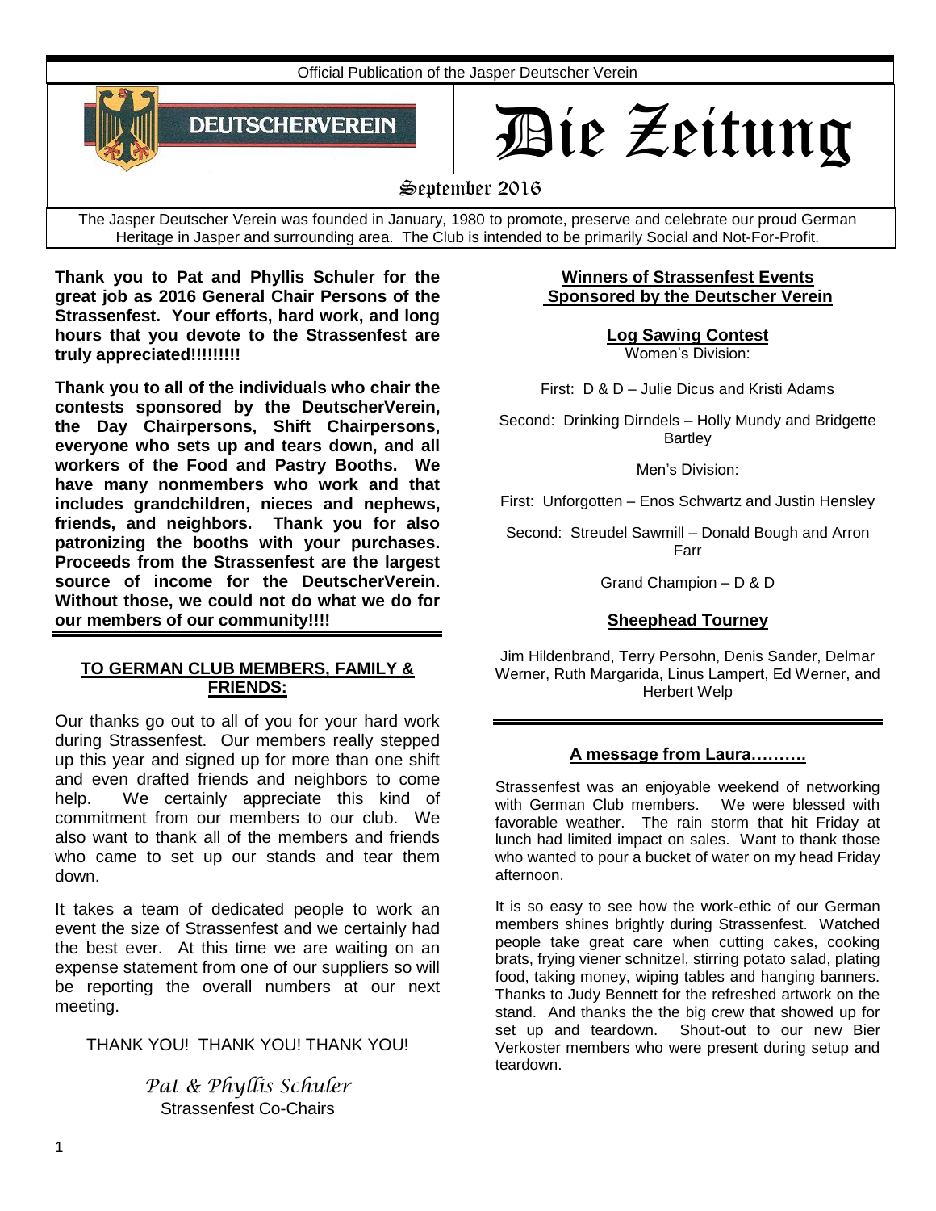Official Publication of the Jasper Deutscher Verein

DEUTSCHERVEREIN

# Die Zeitung

## September 2016

The Jasper Deutscher Verein was founded in January, 1980 to promote, preserve and celebrate our proud German Heritage in Jasper and surrounding area. The Club is intended to be primarily Social and Not-For-Profit.

**Thank you to Pat and Phyllis Schuler for the great job as 2016 General Chair Persons of the Strassenfest. Your efforts, hard work, and long hours that you devote to the Strassenfest are truly appreciated!!!!!!!!!**

**Thank you to all of the individuals who chair the contests sponsored by the DeutscherVerein, the Day Chairpersons, Shift Chairpersons, everyone who sets up and tears down, and all workers of the Food and Pastry Booths. We have many nonmembers who work and that includes grandchildren, nieces and nephews, friends, and neighbors. Thank you for also patronizing the booths with your purchases. Proceeds from the Strassenfest are the largest source of income for the DeutscherVerein. Without those, we could not do what we do for our members of our community!!!!**

### TO GERMAN CLUB MEMBERS, FAMILY & FRIENDS:

Our thanks go out to all of you for your hard work during Strassenfest. Our members really stepped up this year and signed up for more than one shift and even drafted friends and neighbors to come help. We certainly appreciate this kind of commitment from our members to our club. We also want to thank all of the members and friends who came to set up our stands and tear them down.

It takes a team of dedicated people to work an event the size of Strassenfest and we certainly had the best ever. At this time we are waiting on an expense statement from one of our suppliers so will be reporting the overall numbers at our next meeting.

THANK YOU! THANK YOU! THANK YOU!

*Pat & Phyllis Schuler*
Strassenfest Co-Chairs

### Winners of Strassenfest Events Sponsored by the Deutscher Verein

#### Log Sawing Contest

Women's Division:

First: D & D – Julie Dicus and Kristi Adams

Second: Drinking Dirndels – Holly Mundy and Bridgette Bartley

Men's Division:

First: Unforgotten – Enos Schwartz and Justin Hensley

Second: Streudel Sawmill – Donald Bough and Arron Farr

Grand Champion – D & D

#### Sheephead Tourney

Jim Hildenbrand, Terry Persohn, Denis Sander, Delmar Werner, Ruth Margarida, Linus Lampert, Ed Werner, and Herbert Welp

### A message from Laura……….

Strassenfest was an enjoyable weekend of networking with German Club members. We were blessed with favorable weather. The rain storm that hit Friday at lunch had limited impact on sales. Want to thank those who wanted to pour a bucket of water on my head Friday afternoon.

It is so easy to see how the work-ethic of our German members shines brightly during Strassenfest. Watched people take great care when cutting cakes, cooking brats, frying viener schnitzel, stirring potato salad, plating food, taking money, wiping tables and hanging banners. Thanks to Judy Bennett for the refreshed artwork on the stand. And thanks the the big crew that showed up for set up and teardown. Shout-out to our new Bier Verkoster members who were present during setup and teardown.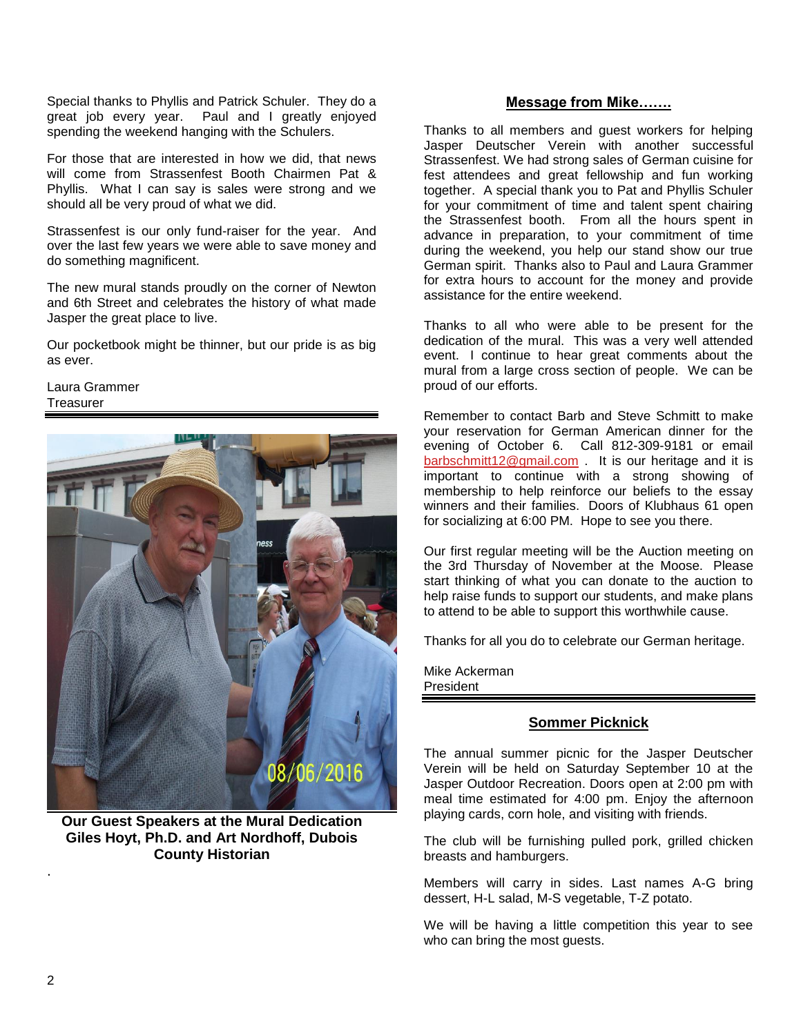Special thanks to Phyllis and Patrick Schuler. They do a great job every year. Paul and I greatly enjoyed spending the weekend hanging with the Schulers.

For those that are interested in how we did, that news will come from Strassenfest Booth Chairmen Pat & Phyllis. What I can say is sales were strong and we should all be very proud of what we did.

Strassenfest is our only fund-raiser for the year. And over the last few years we were able to save money and do something magnificent.

The new mural stands proudly on the corner of Newton and 6th Street and celebrates the history of what made Jasper the great place to live.

Our pocketbook might be thinner, but our pride is as big as ever.

Laura Grammer
Treasurer

**Our Guest Speakers at the Mural Dedication Giles Hoyt, Ph.D. and Art Nordhoff, Dubois County Historian**

## Message from Mike…….

Thanks to all members and guest workers for helping Jasper Deutscher Verein with another successful Strassenfest. We had strong sales of German cuisine for fest attendees and great fellowship and fun working together. A special thank you to Pat and Phyllis Schuler for your commitment of time and talent spent chairing the Strassenfest booth. From all the hours spent in advance in preparation, to your commitment of time during the weekend, you help our stand show our true German spirit. Thanks also to Paul and Laura Grammer for extra hours to account for the money and provide assistance for the entire weekend.

Thanks to all who were able to be present for the dedication of the mural. This was a very well attended event. I continue to hear great comments about the mural from a large cross section of people. We can be proud of our efforts.

Remember to contact Barb and Steve Schmitt to make your reservation for German American dinner for the evening of October 6. Call 812-309-9181 or email barbschmitt12@gmail.com . It is our heritage and it is important to continue with a strong showing of membership to help reinforce our beliefs to the essay winners and their families. Doors of Klubhaus 61 open for socializing at 6:00 PM. Hope to see you there.

Our first regular meeting will be the Auction meeting on the 3rd Thursday of November at the Moose. Please start thinking of what you can donate to the auction to help raise funds to support our students, and make plans to attend to be able to support this worthwhile cause.

Thanks for all you do to celebrate our German heritage.

Mike Ackerman
President

## Sommer Picknick

The annual summer picnic for the Jasper Deutscher Verein will be held on Saturday September 10 at the Jasper Outdoor Recreation. Doors open at 2:00 pm with meal time estimated for 4:00 pm. Enjoy the afternoon playing cards, corn hole, and visiting with friends.

The club will be furnishing pulled pork, grilled chicken breasts and hamburgers.

Members will carry in sides. Last names A-G bring dessert, H-L salad, M-S vegetable, T-Z potato.

We will be having a little competition this year to see who can bring the most guests.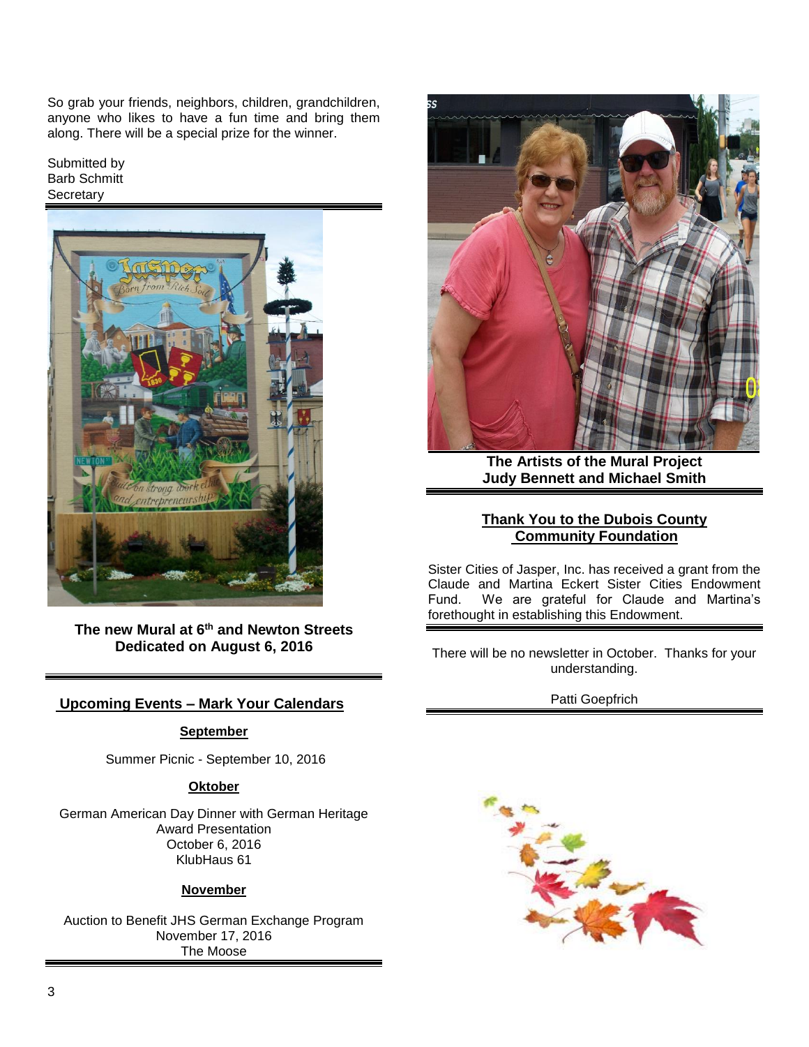So grab your friends, neighbors, children, grandchildren, anyone who likes to have a fun time and bring them along. There will be a special prize for the winner.

Submitted by
Barb Schmitt
Secretary

---

**The new Mural at 6th and Newton Streets**
**Dedicated on August 6, 2016**

---

## Upcoming Events – Mark Your Calendars

### September

Summer Picnic - September 10, 2016

### Oktober

German American Day Dinner with German Heritage Award Presentation
October 6, 2016
KlubHaus 61

### November

Auction to Benefit JHS German Exchange Program
November 17, 2016
The Moose

---

**The Artists of the Mural Project**
**Judy Bennett and Michael Smith**

---

## Thank You to the Dubois County Community Foundation

Sister Cities of Jasper, Inc. has received a grant from the Claude and Martina Eckert Sister Cities Endowment Fund. We are grateful for Claude and Martina's forethought in establishing this Endowment.

---

There will be no newsletter in October. Thanks for your understanding.

Patti Goepfrich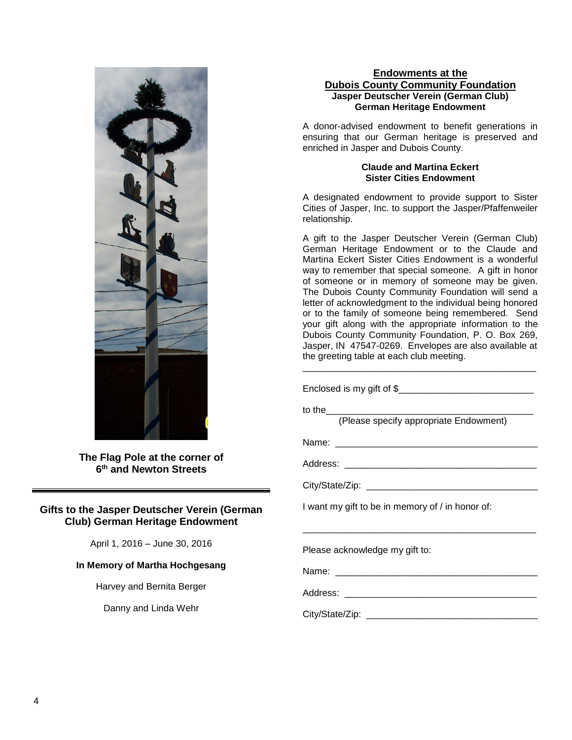The Flag Pole at the corner of 6th and Newton Streets

---

## Gifts to the Jasper Deutscher Verein (German Club) German Heritage Endowment

April 1, 2016 – June 30, 2016

**In Memory of Martha Hochgesang**

Harvey and Bernita Berger

Danny and Linda Wehr

## Endowments at the Dubois County Community Foundation

**Jasper Deutscher Verein (German Club)**
**German Heritage Endowment**

A donor-advised endowment to benefit generations in ensuring that our German heritage is preserved and enriched in Jasper and Dubois County.

**Claude and Martina Eckert**
**Sister Cities Endowment**

A designated endowment to provide support to Sister Cities of Jasper, Inc. to support the Jasper/Pfaffenweiler relationship.

A gift to the Jasper Deutscher Verein (German Club) German Heritage Endowment or to the Claude and Martina Eckert Sister Cities Endowment is a wonderful way to remember that special someone. A gift in honor of someone or in memory of someone may be given. The Dubois County Community Foundation will send a letter of acknowledgment to the individual being honored or to the family of someone being remembered. Send your gift along with the appropriate information to the Dubois County Community Foundation, P. O. Box 269, Jasper, IN 47547-0269. Envelopes are also available at the greeting table at each club meeting.

---

Enclosed is my gift of $___________________________

to the_________________________________________
(Please specify appropriate Endowment)

Name: ________________________________________

Address: ______________________________________

City/State/Zip: _________________________________

I want my gift to be in memory of / in honor of:

_______________________________________________

Please acknowledge my gift to:

Name: ________________________________________

Address: ______________________________________

City/State/Zip: _________________________________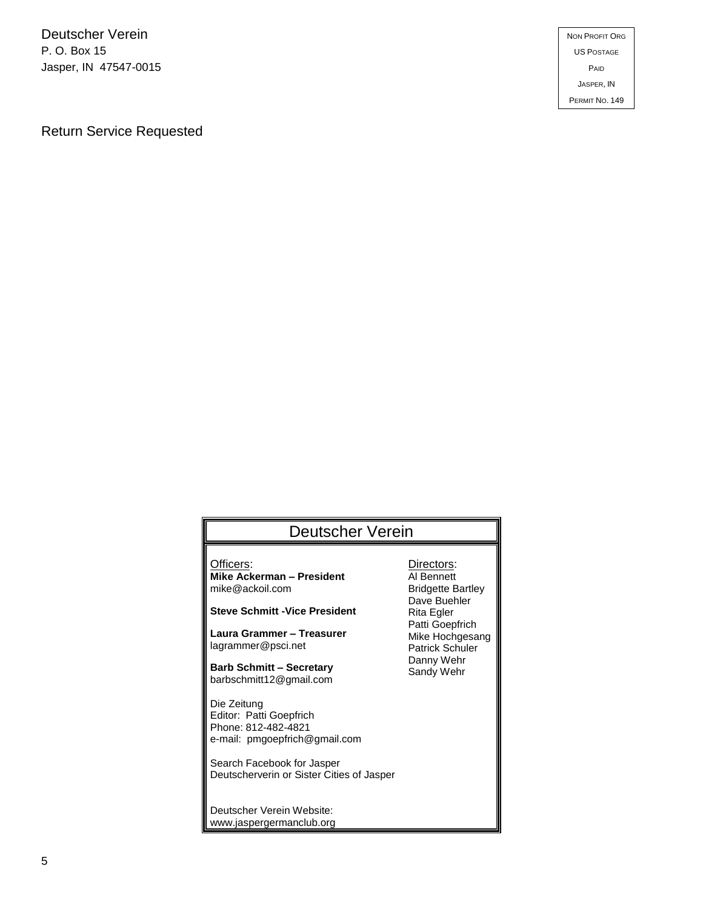Deutscher Verein
P. O. Box 15
Jasper, IN 47547-0015

NON PROFIT ORG
US POSTAGE
PAID
JASPER, IN
PERMIT NO. 149

Return Service Requested

## Deutscher Verein

Officers:

**Mike Ackerman – President**
mike@ackoil.com

**Steve Schmitt -Vice President**

**Laura Grammer – Treasurer**
lagrammer@psci.net

**Barb Schmitt – Secretary**
barbschmitt12@gmail.com

Die Zeitung
Editor: Patti Goepfrich
Phone: 812-482-4821
e-mail: pmgoepfrich@gmail.com

Search Facebook for Jasper Deutscherverin or Sister Cities of Jasper

Deutscher Verein Website:
www.jaspergermanclub.org

Directors:
Al Bennett
Bridgette Bartley
Dave Buehler
Rita Egler
Patti Goepfrich
Mike Hochgesang
Patrick Schuler
Danny Wehr
Sandy Wehr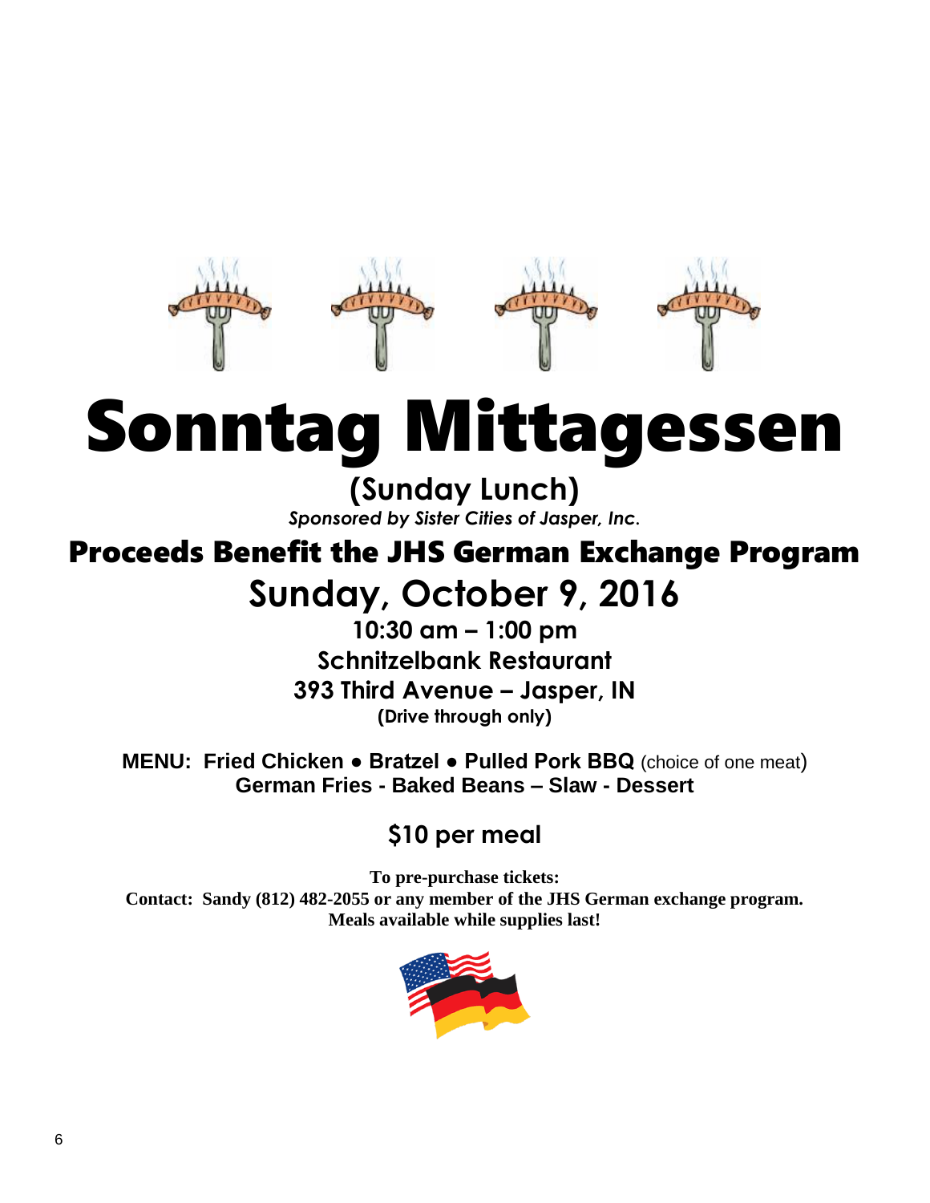# Sonntag Mittagessen

## (Sunday Lunch)

*Sponsored by Sister Cities of Jasper, Inc.*

## Proceeds Benefit the JHS German Exchange Program

## Sunday, October 9, 2016

**10:30 am – 1:00 pm**

**Schnitzelbank Restaurant**

**393 Third Avenue – Jasper, IN**

**(Drive through only)**

**MENU: Fried Chicken ● Bratzel ● Pulled Pork BBQ** (choice of one meat)
**German Fries - Baked Beans – Slaw - Dessert**

**$10 per meal**

**To pre-purchase tickets:**
**Contact: Sandy (812) 482-2055 or any member of the JHS German exchange program.**
**Meals available while supplies last!**